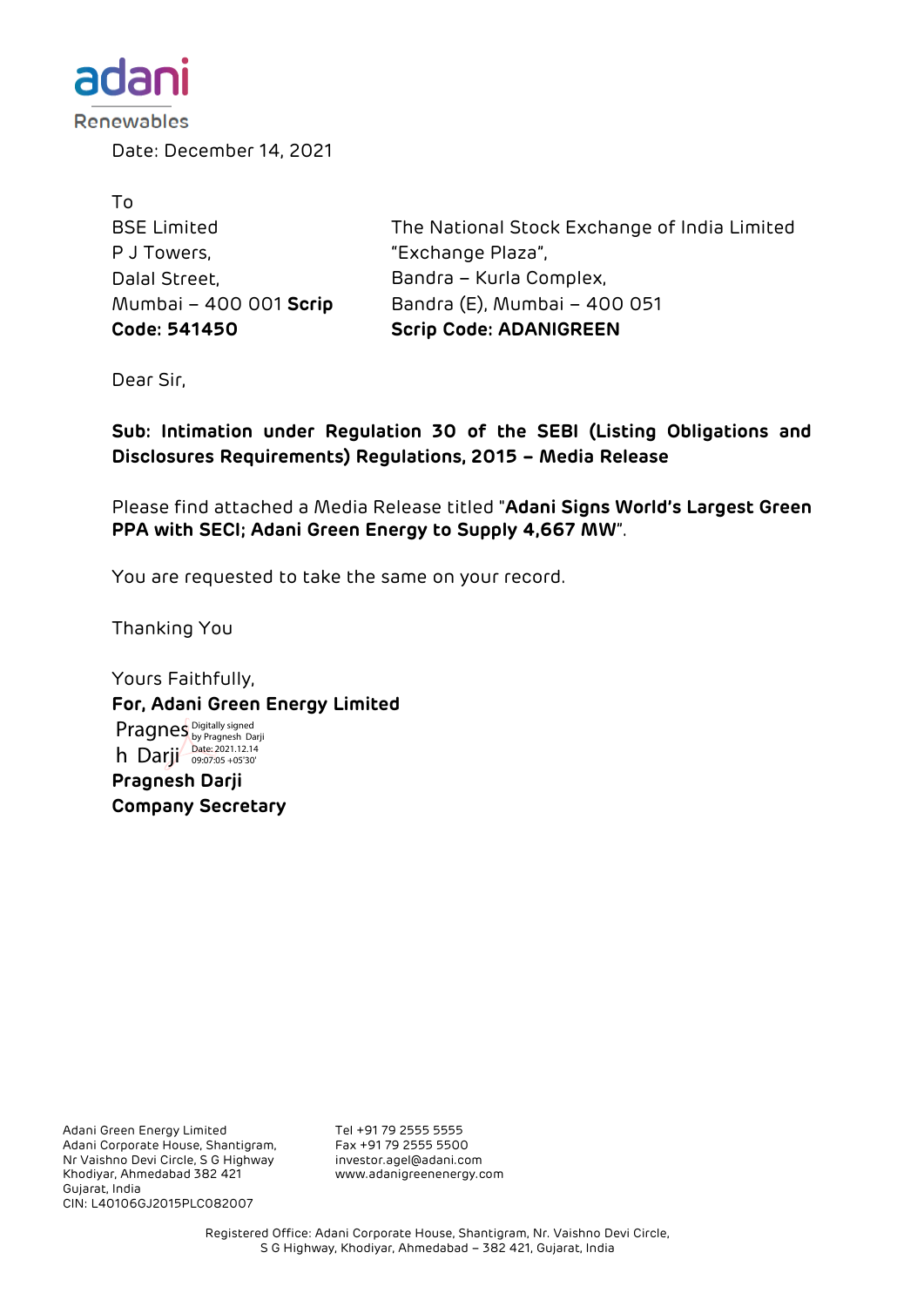adani

Renewables

Date: December 14, 2021

To

BSE Limited
P J Towers,
Dalal Street,
Mumbai – 400 001
**Scrip Code: 541450**

The National Stock Exchange of India Limited
"Exchange Plaza",
Bandra – Kurla Complex,
Bandra (E), Mumbai – 400 051
**Scrip Code: ADANIGREEN**

Dear Sir,

**Sub: Intimation under Regulation 30 of the SEBI (Listing Obligations and Disclosures Requirements) Regulations, 2015 – Media Release**

Please find attached a Media Release titled "**Adani Signs World's Largest Green PPA with SECI; Adani Green Energy to Supply 4,667 MW**".

You are requested to take the same on your record.

Thanking You

Yours Faithfully,

**For, Adani Green Energy Limited**

Pragnesh Darji
Digitally signed by Pragnesh Darji
Date: 2021.12.14 09:07:05 +05'30'

**Pragnesh Darji**
**Company Secretary**

Adani Green Energy Limited
Adani Corporate House, Shantigram,
Nr Vaishno Devi Circle, S G Highway
Khodiyar, Ahmedabad 382 421
Gujarat, India
CIN: L40106GJ2015PLC082007

Tel +91 79 2555 5555
Fax +91 79 2555 5500
investor.agel@adani.com
www.adanigreenenergy.com

Registered Office: Adani Corporate House, Shantigram, Nr. Vaishno Devi Circle, S G Highway, Khodiyar, Ahmedabad – 382 421, Gujarat, India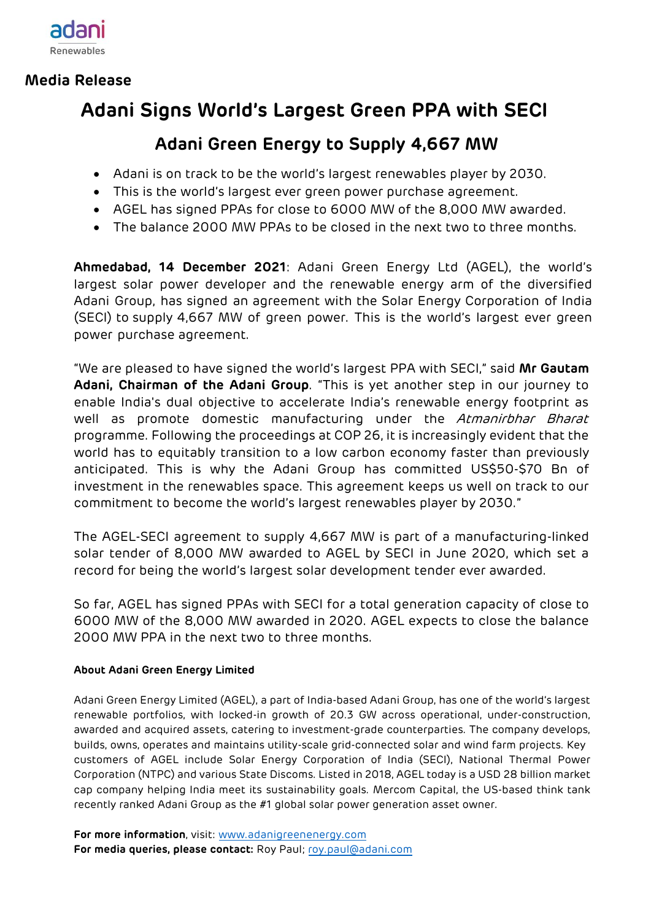adani
Renewables

**Media Release**

# Adani Signs World's Largest Green PPA with SECI

## Adani Green Energy to Supply 4,667 MW

- Adani is on track to be the world's largest renewables player by 2030.
- This is the world's largest ever green power purchase agreement.
- AGEL has signed PPAs for close to 6000 MW of the 8,000 MW awarded.
- The balance 2000 MW PPAs to be closed in the next two to three months.

**Ahmedabad, 14 December 2021**: Adani Green Energy Ltd (AGEL), the world's largest solar power developer and the renewable energy arm of the diversified Adani Group, has signed an agreement with the Solar Energy Corporation of India (SECI) to supply 4,667 MW of green power. This is the world's largest ever green power purchase agreement.

"We are pleased to have signed the world's largest PPA with SECI," said **Mr Gautam Adani, Chairman of the Adani Group**. "This is yet another step in our journey to enable India's dual objective to accelerate India's renewable energy footprint as well as promote domestic manufacturing under the *Atmanirbhar Bharat* programme. Following the proceedings at COP 26, it is increasingly evident that the world has to equitably transition to a low carbon economy faster than previously anticipated. This is why the Adani Group has committed US$50-$70 Bn of investment in the renewables space. This agreement keeps us well on track to our commitment to become the world's largest renewables player by 2030."

The AGEL-SECI agreement to supply 4,667 MW is part of a manufacturing-linked solar tender of 8,000 MW awarded to AGEL by SECI in June 2020, which set a record for being the world's largest solar development tender ever awarded.

So far, AGEL has signed PPAs with SECI for a total generation capacity of close to 6000 MW of the 8,000 MW awarded in 2020. AGEL expects to close the balance 2000 MW PPA in the next two to three months.

#### About Adani Green Energy Limited

Adani Green Energy Limited (AGEL), a part of India-based Adani Group, has one of the world's largest renewable portfolios, with locked-in growth of 20.3 GW across operational, under-construction, awarded and acquired assets, catering to investment-grade counterparties. The company develops, builds, owns, operates and maintains utility-scale grid-connected solar and wind farm projects. Key customers of AGEL include Solar Energy Corporation of India (SECI), National Thermal Power Corporation (NTPC) and various State Discoms. Listed in 2018, AGEL today is a USD 28 billion market cap company helping India meet its sustainability goals. Mercom Capital, the US-based think tank recently ranked Adani Group as the #1 global solar power generation asset owner.

**For more information**, visit: www.adanigreenenergy.com
**For media queries, please contact:** Roy Paul; roy.paul@adani.com